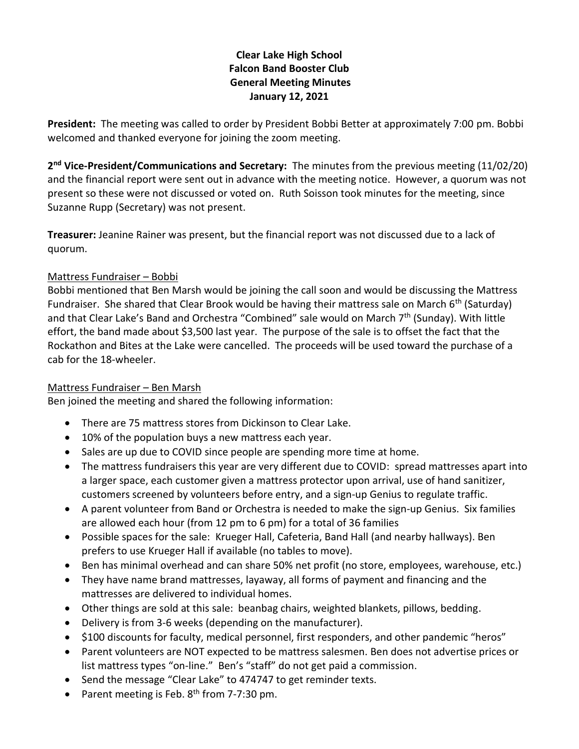# Clear Lake High School
# Falcon Band Booster Club
# General Meeting Minutes
# January 12, 2021

**President:** The meeting was called to order by President Bobbi Better at approximately 7:00 pm. Bobbi welcomed and thanked everyone for joining the zoom meeting.

**2nd Vice-President/Communications and Secretary:** The minutes from the previous meeting (11/02/20) and the financial report were sent out in advance with the meeting notice. However, a quorum was not present so these were not discussed or voted on. Ruth Soisson took minutes for the meeting, since Suzanne Rupp (Secretary) was not present.

**Treasurer:** Jeanine Rainer was present, but the financial report was not discussed due to a lack of quorum.

<u>Mattress Fundraiser – Bobbi</u>

Bobbi mentioned that Ben Marsh would be joining the call soon and would be discussing the Mattress Fundraiser. She shared that Clear Brook would be having their mattress sale on March 6th (Saturday) and that Clear Lake's Band and Orchestra "Combined" sale would on March 7th (Sunday). With little effort, the band made about $3,500 last year. The purpose of the sale is to offset the fact that the Rockathon and Bites at the Lake were cancelled. The proceeds will be used toward the purchase of a cab for the 18-wheeler.

<u>Mattress Fundraiser – Ben Marsh</u>

Ben joined the meeting and shared the following information:

- There are 75 mattress stores from Dickinson to Clear Lake.
- 10% of the population buys a new mattress each year.
- Sales are up due to COVID since people are spending more time at home.
- The mattress fundraisers this year are very different due to COVID: spread mattresses apart into a larger space, each customer given a mattress protector upon arrival, use of hand sanitizer, customers screened by volunteers before entry, and a sign-up Genius to regulate traffic.
- A parent volunteer from Band or Orchestra is needed to make the sign-up Genius. Six families are allowed each hour (from 12 pm to 6 pm) for a total of 36 families
- Possible spaces for the sale: Krueger Hall, Cafeteria, Band Hall (and nearby hallways). Ben prefers to use Krueger Hall if available (no tables to move).
- Ben has minimal overhead and can share 50% net profit (no store, employees, warehouse, etc.)
- They have name brand mattresses, layaway, all forms of payment and financing and the mattresses are delivered to individual homes.
- Other things are sold at this sale: beanbag chairs, weighted blankets, pillows, bedding.
- Delivery is from 3-6 weeks (depending on the manufacturer).
- $100 discounts for faculty, medical personnel, first responders, and other pandemic "heros"
- Parent volunteers are NOT expected to be mattress salesmen. Ben does not advertise prices or list mattress types "on-line." Ben's "staff" do not get paid a commission.
- Send the message "Clear Lake" to 474747 to get reminder texts.
- Parent meeting is Feb. 8th from 7-7:30 pm.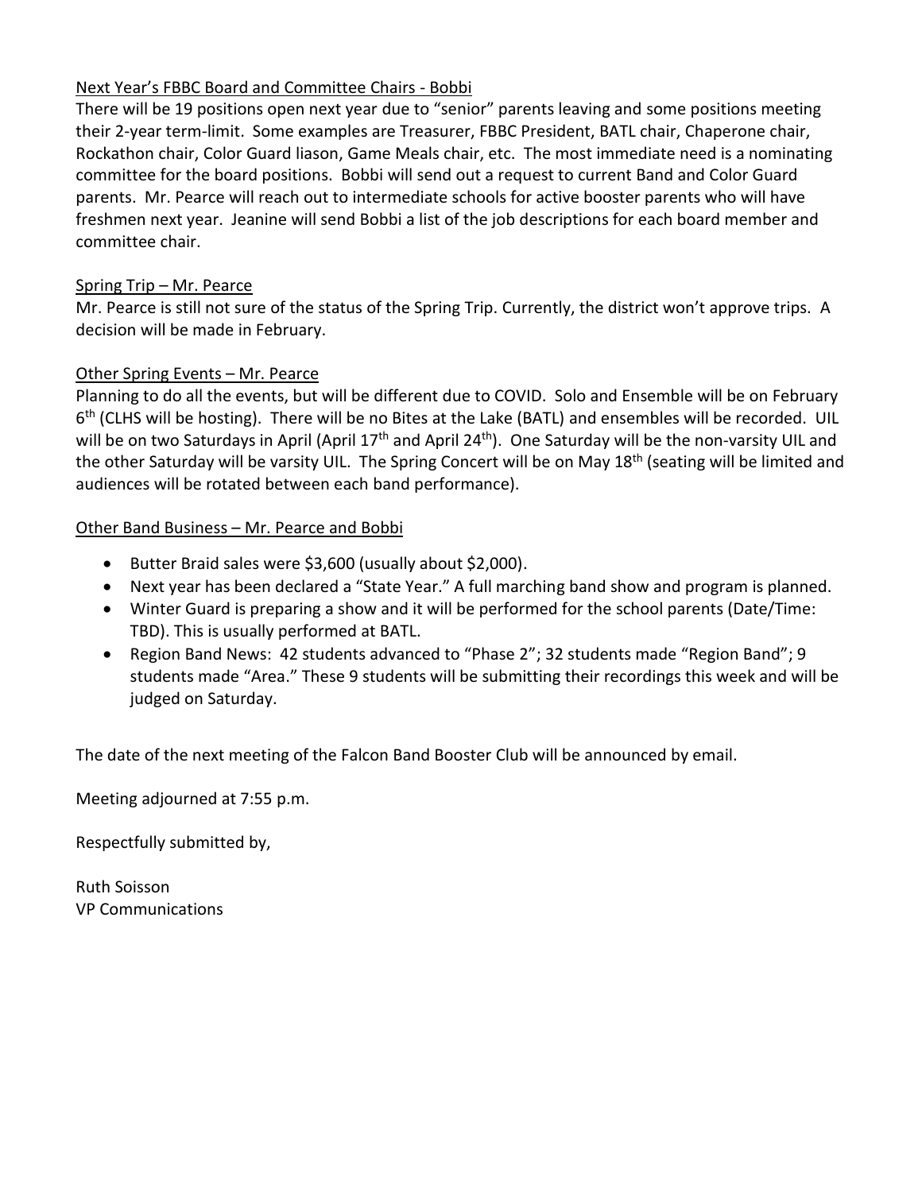Next Year's FBBC Board and Committee Chairs - Bobbi

There will be 19 positions open next year due to "senior" parents leaving and some positions meeting their 2-year term-limit. Some examples are Treasurer, FBBC President, BATL chair, Chaperone chair, Rockathon chair, Color Guard liason, Game Meals chair, etc. The most immediate need is a nominating committee for the board positions. Bobbi will send out a request to current Band and Color Guard parents. Mr. Pearce will reach out to intermediate schools for active booster parents who will have freshmen next year. Jeanine will send Bobbi a list of the job descriptions for each board member and committee chair.

Spring Trip – Mr. Pearce

Mr. Pearce is still not sure of the status of the Spring Trip. Currently, the district won't approve trips. A decision will be made in February.

Other Spring Events – Mr. Pearce

Planning to do all the events, but will be different due to COVID. Solo and Ensemble will be on February 6th (CLHS will be hosting). There will be no Bites at the Lake (BATL) and ensembles will be recorded. UIL will be on two Saturdays in April (April 17th and April 24th). One Saturday will be the non-varsity UIL and the other Saturday will be varsity UIL. The Spring Concert will be on May 18th (seating will be limited and audiences will be rotated between each band performance).

Other Band Business – Mr. Pearce and Bobbi

- Butter Braid sales were $3,600 (usually about $2,000).
- Next year has been declared a "State Year." A full marching band show and program is planned.
- Winter Guard is preparing a show and it will be performed for the school parents (Date/Time: TBD). This is usually performed at BATL.
- Region Band News: 42 students advanced to "Phase 2"; 32 students made "Region Band"; 9 students made "Area." These 9 students will be submitting their recordings this week and will be judged on Saturday.

The date of the next meeting of the Falcon Band Booster Club will be announced by email.

Meeting adjourned at 7:55 p.m.

Respectfully submitted by,

Ruth Soisson
VP Communications